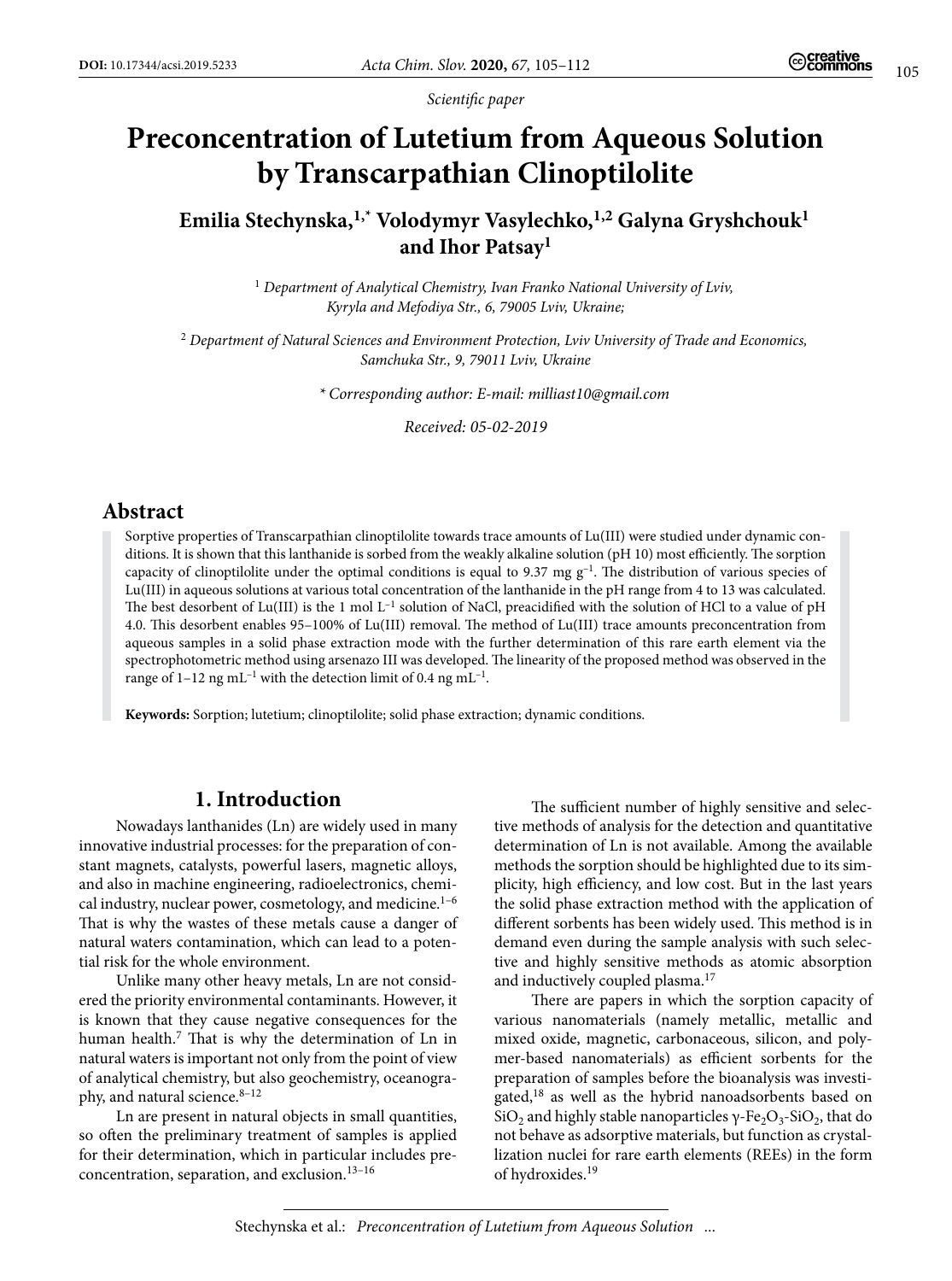*Scientific paper*

# Preconcentration of Lutetium from Aqueous Solution by Transcarpathian Clinoptilolite

**Emilia Stechynska,[1,*] Volodymyr Vasylechko,[1,2] Galyna Gryshchouk[1] and Ihor Patsay[1]**

[1] *Department of Analytical Chemistry, Ivan Franko National University of Lviv, Kyryla and Mefodiya Str., 6, 79005 Lviv, Ukraine;*

[2] *Department of Natural Sciences and Environment Protection, Lviv University of Trade and Economics, Samchuka Str., 9, 79011 Lviv, Ukraine*

*[*] Corresponding author: E-mail: milliast10@gmail.com*

*Received: 05-02-2019*

## Abstract

Sorptive properties of Transcarpathian clinoptilolite towards trace amounts of Lu(III) were studied under dynamic conditions. It is shown that this lanthanide is sorbed from the weakly alkaline solution (pH 10) most efficiently. The sorption capacity of clinoptilolite under the optimal conditions is equal to 9.37 mg $g^{-1}$. The distribution of various species of Lu(III) in aqueous solutions at various total concentration of the lanthanide in the pH range from 4 to 13 was calculated. The best desorbent of Lu(III) is the 1 mol $L^{-1}$ solution of NaCl, preacidified with the solution of HCl to a value of pH 4.0. This desorbent enables 95–100% of Lu(III) removal. The method of Lu(III) trace amounts preconcentration from aqueous samples in a solid phase extraction mode with the further determination of this rare earth element via the spectrophotometric method using arsenazo III was developed. The linearity of the proposed method was observed in the range of 1–12 ng $mL^{-1}$ with the detection limit of 0.4 ng $mL^{-1}$.

**Keywords:** Sorption; lutetium; clinoptilolite; solid phase extraction; dynamic conditions.

## 1. Introduction

Nowadays lanthanides (Ln) are widely used in many innovative industrial processes: for the preparation of constant magnets, catalysts, powerful lasers, magnetic alloys, and also in machine engineering, radioelectronics, chemical industry, nuclear power, cosmetology, and medicine.[1–6] That is why the wastes of these metals cause a danger of natural waters contamination, which can lead to a potential risk for the whole environment.

Unlike many other heavy metals, Ln are not considered the priority environmental contaminants. However, it is known that they cause negative consequences for the human health.[7] That is why the determination of Ln in natural waters is important not only from the point of view of analytical chemistry, but also geochemistry, oceanography, and natural science.[8–12]

Ln are present in natural objects in small quantities, so often the preliminary treatment of samples is applied for their determination, which in particular includes preconcentration, separation, and exclusion.[13–16]

The sufficient number of highly sensitive and selective methods of analysis for the detection and quantitative determination of Ln is not available. Among the available methods the sorption should be highlighted due to its simplicity, high efficiency, and low cost. But in the last years the solid phase extraction method with the application of different sorbents has been widely used. This method is in demand even during the sample analysis with such selective and highly sensitive methods as atomic absorption and inductively coupled plasma.[17]

There are papers in which the sorption capacity of various nanomaterials (namely metallic, metallic and mixed oxide, magnetic, carbonaceous, silicon, and polymer-based nanomaterials) as efficient sorbents for the preparation of samples before the bioanalysis was investigated,[18] as well as the hybrid nanoadsorbents based on $SiO_2$ and highly stable nanoparticles $\gamma$-$Fe_2O_3$-$SiO_2$, that do not behave as adsorptive materials, but function as crystallization nuclei for rare earth elements (REEs) in the form of hydroxides.[19]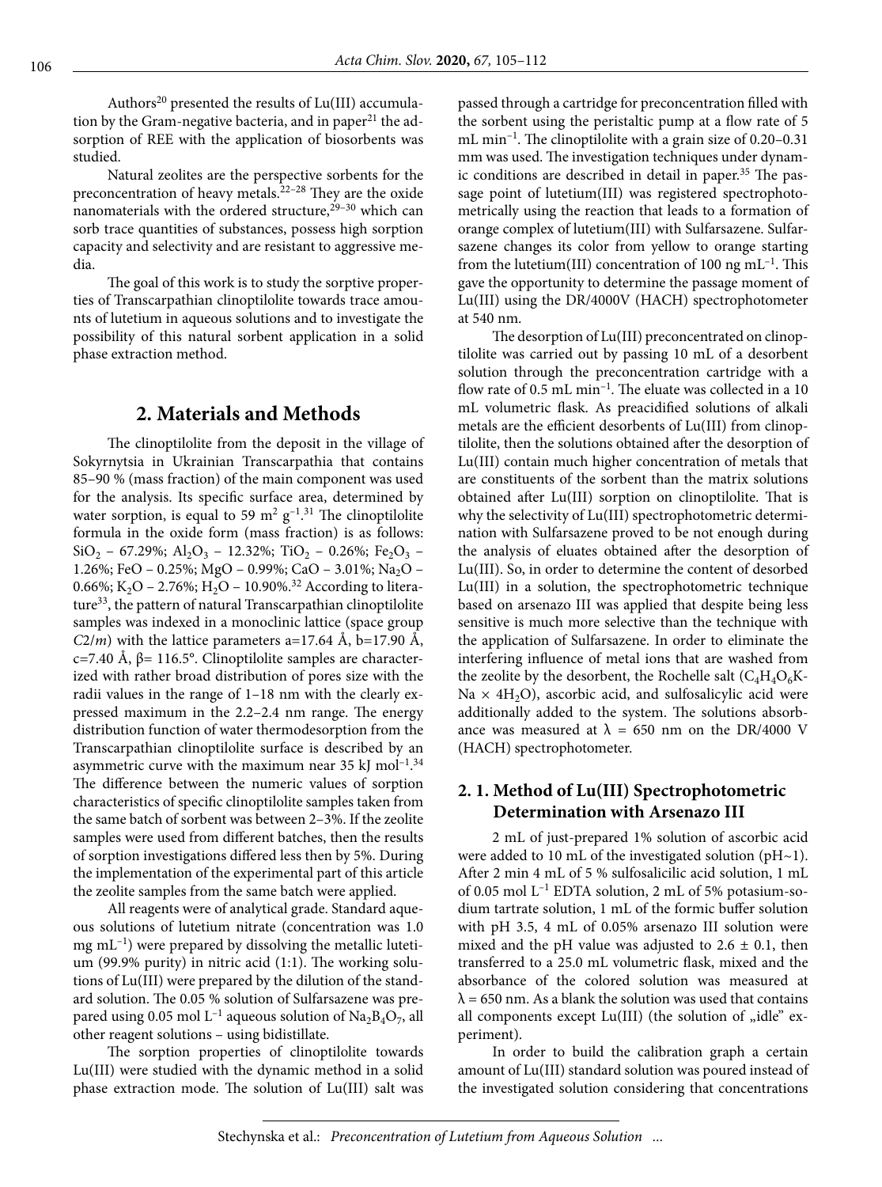Authors[20] presented the results of Lu(III) accumulation by the Gram-negative bacteria, and in paper[21] the adsorption of REE with the application of biosorbents was studied.

Natural zeolites are the perspective sorbents for the preconcentration of heavy metals.[22–28] They are the oxide nanomaterials with the ordered structure,[29–30] which can sorb trace quantities of substances, possess high sorption capacity and selectivity and are resistant to aggressive media.

The goal of this work is to study the sorptive properties of Transcarpathian clinoptilolite towards trace amounts of lutetium in aqueous solutions and to investigate the possibility of this natural sorbent application in a solid phase extraction method.

## 2. Materials and Methods

The clinoptilolite from the deposit in the village of Sokyrnytsia in Ukrainian Transcarpathia that contains 85–90 % (mass fraction) of the main component was used for the analysis. Its specific surface area, determined by water sorption, is equal to 59 $m^2\ g^{-1}$.[31] The clinoptilolite formula in the oxide form (mass fraction) is as follows: $SiO_2$ – 67.29%; $Al_2O_3$ – 12.32%; $TiO_2$ – 0.26%; $Fe_2O_3$ – 1.26%; FeO – 0.25%; MgO – 0.99%; CaO – 3.01%; $Na_2O$ – 0.66%; $K_2O$ – 2.76%; $H_2O$ – 10.90%.[32] According to literature[33], the pattern of natural Transcarpathian clinoptilolite samples was indexed in a monoclinic lattice (space group *C*2/*m*) with the lattice parameters a=17.64 Å, b=17.90 Å, c=7.40 Å, β= 116.5°. Clinoptilolite samples are characterized with rather broad distribution of pores size with the radii values in the range of 1–18 nm with the clearly expressed maximum in the 2.2–2.4 nm range. The energy distribution function of water thermodesorption from the Transcarpathian clinoptilolite surface is described by an asymmetric curve with the maximum near 35 kJ $mol^{-1}$.[34] The difference between the numeric values of sorption characteristics of specific clinoptilolite samples taken from the same batch of sorbent was between 2–3%. If the zeolite samples were used from different batches, then the results of sorption investigations differed less then by 5%. During the implementation of the experimental part of this article the zeolite samples from the same batch were applied.

All reagents were of analytical grade. Standard aqueous solutions of lutetium nitrate (concentration was 1.0 mg $mL^{-1}$) were prepared by dissolving the metallic lutetium (99.9% purity) in nitric acid (1:1). The working solutions of Lu(III) were prepared by the dilution of the standard solution. The 0.05 % solution of Sulfarsazene was prepared using 0.05 mol $L^{-1}$ aqueous solution of $Na_2B_4O_7$, all other reagent solutions – using bidistillate.

The sorption properties of clinoptilolite towards Lu(III) were studied with the dynamic method in a solid phase extraction mode. The solution of Lu(III) salt was passed through a cartridge for preconcentration filled with the sorbent using the peristaltic pump at a flow rate of 5 mL $min^{-1}$. The clinoptilolite with a grain size of 0.20–0.31 mm was used. The investigation techniques under dynamic conditions are described in detail in paper.[35] The passage point of lutetium(III) was registered spectrophotometrically using the reaction that leads to a formation of orange complex of lutetium(III) with Sulfarsazene. Sulfarsazene changes its color from yellow to orange starting from the lutetium(III) concentration of 100 ng $mL^{-1}$. This gave the opportunity to determine the passage moment of Lu(III) using the DR/4000V (HACH) spectrophotometer at 540 nm.

The desorption of Lu(III) preconcentrated on clinoptilolite was carried out by passing 10 mL of a desorbent solution through the preconcentration cartridge with a flow rate of 0.5 mL $min^{-1}$. The eluate was collected in a 10 mL volumetric flask. As preacidified solutions of alkali metals are the efficient desorbents of Lu(III) from clinoptilolite, then the solutions obtained after the desorption of Lu(III) contain much higher concentration of metals that are constituents of the sorbent than the matrix solutions obtained after Lu(III) sorption on clinoptilolite. That is why the selectivity of Lu(III) spectrophotometric determination with Sulfarsazene proved to be not enough during the analysis of eluates obtained after the desorption of Lu(III). So, in order to determine the content of desorbed Lu(III) in a solution, the spectrophotometric technique based on arsenazo III was applied that despite being less sensitive is much more selective than the technique with the application of Sulfarsazene. In order to eliminate the interfering influence of metal ions that are washed from the zeolite by the desorbent, the Rochelle salt ($C_4H_4O_6KNa \times 4H_2O$), ascorbic acid, and sulfosalicylic acid were additionally added to the system. The solutions absorbance was measured at $\lambda$ = 650 nm at the DR/4000 V (HACH) spectrophotometer.

### 2. 1. Method of Lu(III) Spectrophotometric Determination with Arsenazo III

2 mL of just-prepared 1% solution of ascorbic acid were added to 10 mL of the investigated solution (pH~1). After 2 min 4 mL of 5 % sulfosalicilic acid solution, 1 mL of 0.05 mol $L^{-1}$ EDTA solution, 2 mL of 5% potasium-sodium tartrate solution, 1 mL of the formic buffer solution with pH 3.5, 4 mL of 0.05% arsenazo III solution were mixed and the pH value was adjusted to 2.6 ± 0.1, then transferred to a 25.0 mL volumetric flask, mixed and the absorbance of the colored solution was measured at $\lambda$ = 650 nm. As a blank the solution was used that contains all components except Lu(III) (the solution of „idle" experiment).

In order to build the calibration graph a certain amount of Lu(III) standard solution was poured instead of the investigated solution considering that concentrations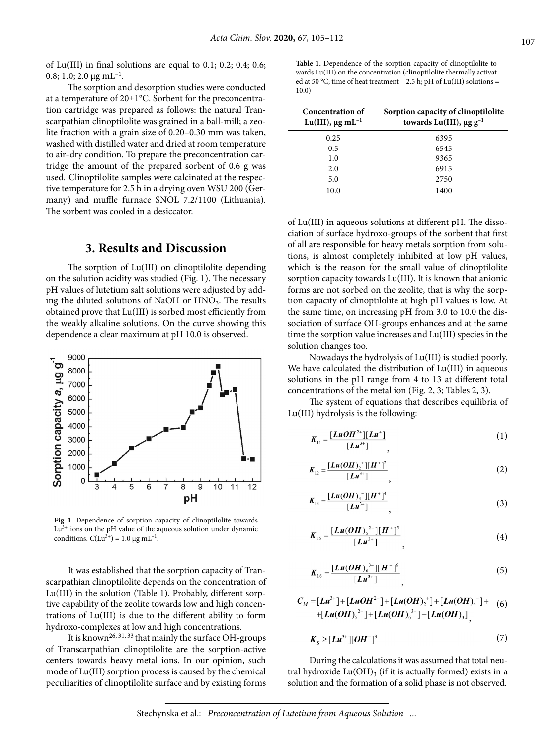of Lu(III) in final solutions are equal to 0.1; 0.2; 0.4; 0.6; 0.8; 1.0; 2.0 μg mL$^{-1}$.

The sorption and desorption studies were conducted at a temperature of 20±1°C. Sorbent for the preconcentration cartridge was prepared as follows: the natural Transcarpathian clinoptilolite was grained in a ball-mill; a zeolite fraction with a grain size of 0.20–0.30 mm was taken, washed with distilled water and dried at room temperature to air-dry condition. To prepare the preconcentration cartridge the amount of the prepared sorbent of 0.6 g was used. Clinoptilolite samples were calcinated at the respective temperature for 2.5 h in a drying oven WSU 200 (Germany) and muffle furnace SNOL 7.2/1100 (Lithuania). The sorbent was cooled in a desiccator.

## 3. Results and Discussion

The sorption of Lu(III) on clinoptilolite depending on the solution acidity was studied (Fig. 1). The necessary pH values of lutetium salt solutions were adjusted by adding the diluted solutions of NaOH or $HNO_3$. The results obtained prove that Lu(III) is sorbed most efficiently from the weakly alkaline solutions. On the curve showing this dependence a clear maximum at pH 10.0 is observed.

**Fig 1.** Dependence of sorption capacity of clinoptilolite towards $Lu^{3+}$ ions on the pH value of the aqueous solution under dynamic conditions. $C(Lu^{3+})$ = 1.0 μg mL$^{-1}$.

It was established that the sorption capacity of Transcarpathian clinoptilolite depends on the concentration of Lu(III) in the solution (Table 1). Probably, different sorptive capability of the zeolite towards low and high concentrations of Lu(III) is due to the different ability to form hydroxo-complexes at low and high concentrations.

It is known[26, 31, 33] that mainly the surface OH-groups of Transcarpathian clinoptilolite are the sorption-active centers towards heavy metal ions. In our opinion, such mode of Lu(III) sorption process is caused by the chemical peculiarities of clinoptilolite surface and by existing forms

**Table 1.** Dependence of the sorption capacity of clinoptilolite towards Lu(III) on the concentration (clinoptilolite thermally activated at 50 °C; time of heat treatment – 2.5 h; pH of Lu(III) solutions = 10.0)

| Concentration of Lu(III), μg mL$^{-1}$ | Sorption capacity of clinoptilolite towards Lu(III), μg g$^{-1}$ |
|---|---|
| 0.25 | 6395 |
| 0.5 | 6545 |
| 1.0 | 9365 |
| 2.0 | 6915 |
| 5.0 | 2750 |
| 10.0 | 1400 |

of Lu(III) in aqueous solutions at different pH. The dissociation of surface hydroxo-groups of the sorbent that first of all are responsible for heavy metals sorption from solutions, is almost completely inhibited at low pH values, which is the reason for the small value of clinoptilolite sorption capacity towards Lu(III). It is known that anionic forms are not sorbed on the zeolite, that is why the sorption capacity of clinoptilolite at high pH values is low. At the same time, on increasing pH from 3.0 to 10.0 the dissociation of surface OH-groups enhances and at the same time the sorption value increases and Lu(III) species in the solution changes too.

Nowadays the hydrolysis of Lu(III) is studied poorly. We have calculated the distribution of Lu(III) in aqueous solutions in the pH range from 4 to 13 at different total concentrations of the metal ion (Fig. 2, 3; Tables 2, 3).

The system of equations that describes equilibria of Lu(III) hydrolysis is the following:

$$K_{11} = \frac{[LuOH^{2+}][Lu^{+}]}{[Lu^{3+}]}, \quad (1)$$

$$K_{12} = \frac{[Lu(OH)_2^{\ +}][H^{+}]^2}{[Lu^{3+}]}, \quad (2)$$

$$K_{14} = \frac{[Lu(OH)_4^{\ -}][H^{+}]^4}{[Lu^{3+}]}, \quad (3)$$

$$K_{15} = \frac{[Lu(OH)_5^{\ 2-}][H^{+}]^5}{[Lu^{3+}]}, \quad (4)$$

$$K_{16} = \frac{[Lu(OH)_6^{\ 3-}][H^{+}]^6}{[Lu^{3+}]}, \quad (5)$$

$$C_M = [Lu^{3+}] + [LuOH^{2+}] + [Lu(OH)_2^{\ +}] + [Lu(OH)_4^{\ -}] + [Lu(OH)_5^{\ 2}] + [Lu(OH)_6^{\ 3}] + [Lu(OH)_3], \quad (6)$$

$$K_S \geq [Lu^{3+}][OH^{-}]^3 \quad (7)$$

During the calculations it was assumed that total neutral hydroxide $Lu(OH)_3$ (if it is actually formed) exists in a solution and the formation of a solid phase is not observed.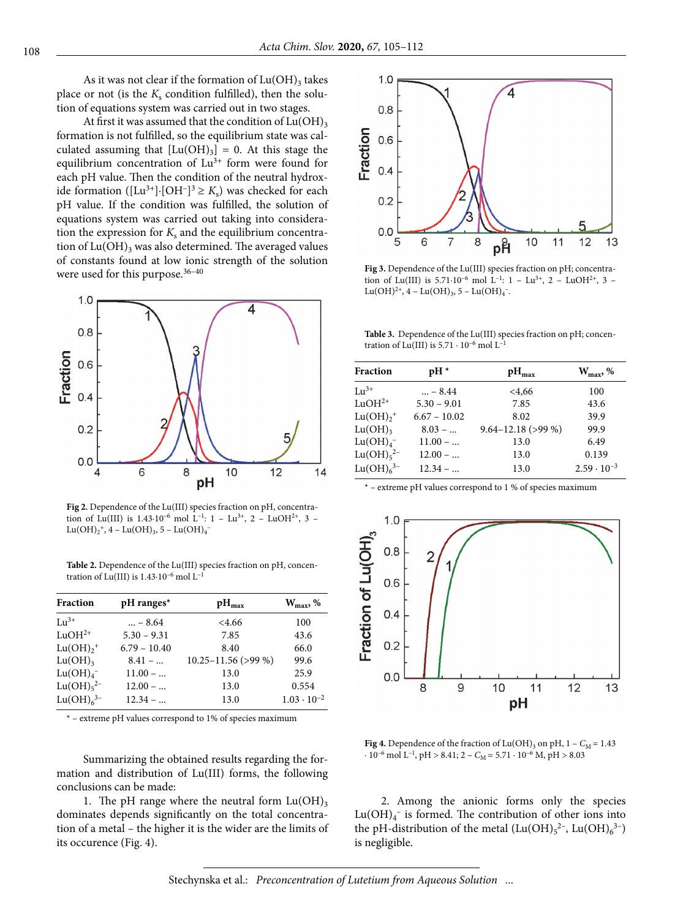As it was not clear if the formation of $Lu(OH)_3$ takes place or not (is the $K_s$ condition fulfilled), then the solution of equations system was carried out in two stages.

At first it was assumed that the condition of $Lu(OH)_3$ formation is not fulfilled, so the equilibrium state was calculated assuming that $[Lu(OH)_3] = 0$. At this stage the equilibrium concentration of $Lu^{3+}$ form were found for each pH value. Then the condition of the neutral hydroxide formation ($[Lu^{3+}]\cdot[OH^-]^3 \geq K_s$) was checked for each pH value. If the condition was fulfilled, the solution of equations system was carried out taking into consideration the expression for $K_s$ and the equilibrium concentration of $Lu(OH)_3$ was also determined. The averaged values of constants found at low ionic strength of the solution were used for this purpose.[36–40]

**Fig 2.** Dependence of the Lu(III) species fraction on pH, concentration of Lu(III) is $1.43\cdot10^{-6}$ mol L$^{-1}$: 1 – $Lu^{3+}$, 2 – $LuOH^{2+}$, 3 – $Lu(OH)_2^+$, 4 – $Lu(OH)_3$, 5 – $Lu(OH)_4^-$

**Table 2.** Dependence of the Lu(III) species fraction on pH, concentration of Lu(III) is $1.43\cdot10^{-6}$ mol L$^{-1}$

| Fraction | pH ranges* | pH$_{max}$ | W$_{max}$, % |
|---|---|---|---|
| $Lu^{3+}$ | ... – 8.64 | <4.66 | 100 |
| $LuOH^{2+}$ | 5.30 – 9.31 | 7.85 | 43.6 |
| $Lu(OH)_2^+$ | 6.79 – 10.40 | 8.40 | 66.0 |
| $Lu(OH)_3$ | 8.41 – ... | 10.25–11.56 (>99 %) | 99.6 |
| $Lu(OH)_4^-$ | 11.00 – ... | 13.0 | 25.9 |
| $Lu(OH)_5^{2-}$ | 12.00 – ... | 13.0 | 0.554 |
| $Lu(OH)_6^{3-}$ | 12.34 – ... | 13.0 | $1.03\cdot10^{-2}$ |

\* – extreme pH values correspond to 1% of species maximum

Summarizing the obtained results regarding the formation and distribution of Lu(III) forms, the following conclusions can be made:

1. The pH range where the neutral form $Lu(OH)_3$ dominates depends significantly on the total concentration of a metal – the higher it is the wider are the limits of its occurence (Fig. 4).

**Fig 3.** Dependence of the Lu(III) species fraction on pH; concentration of Lu(III) is $5.71\cdot10^{-6}$ mol L$^{-1}$: 1 – $Lu^{3+}$, 2 – $LuOH^{2+}$, 3 – $Lu(OH)^{2+}$, 4 – $Lu(OH)_3$, 5 – $Lu(OH)_4^-$.

**Table 3.** Dependence of the Lu(III) species fraction on pH; concentration of Lu(III) is $5.71\cdot10^{-6}$ mol L$^{-1}$

| Fraction | pH * | pH$_{max}$ | W$_{max}$, % |
|---|---|---|---|
| $Lu^{3+}$ | ... – 8.44 | <4,66 | 100 |
| $LuOH^{2+}$ | 5.30 – 9.01 | 7.85 | 43.6 |
| $Lu(OH)_2^+$ | 6.67 – 10.02 | 8.02 | 39.9 |
| $Lu(OH)_3$ | 8.03 – ... | 9.64–12.18 (>99 %) | 99.9 |
| $Lu(OH)_4^-$ | 11.00 – ... | 13.0 | 6.49 |
| $Lu(OH)_5^{2-}$ | 12.00 – ... | 13.0 | 0.139 |
| $Lu(OH)_6^{3-}$ | 12.34 – ... | 13.0 | $2.59\cdot10^{-3}$ |

\* – extreme pH values correspond to 1 % of species maximum

**Fig 4.** Dependence of the fraction of $Lu(OH)_3$ on pH, 1 – $C_M = 1.43\cdot10^{-6}$ mol L$^{-1}$, pH > 8.41; 2 – $C_M = 5.71\cdot10^{-6}$ M, pH > 8.03

2. Among the anionic forms only the species $Lu(OH)_4^-$ is formed. The contribution of other ions into the pH-distribution of the metal ($Lu(OH)_5^{2-}$, $Lu(OH)_6^{3-}$) is negligible.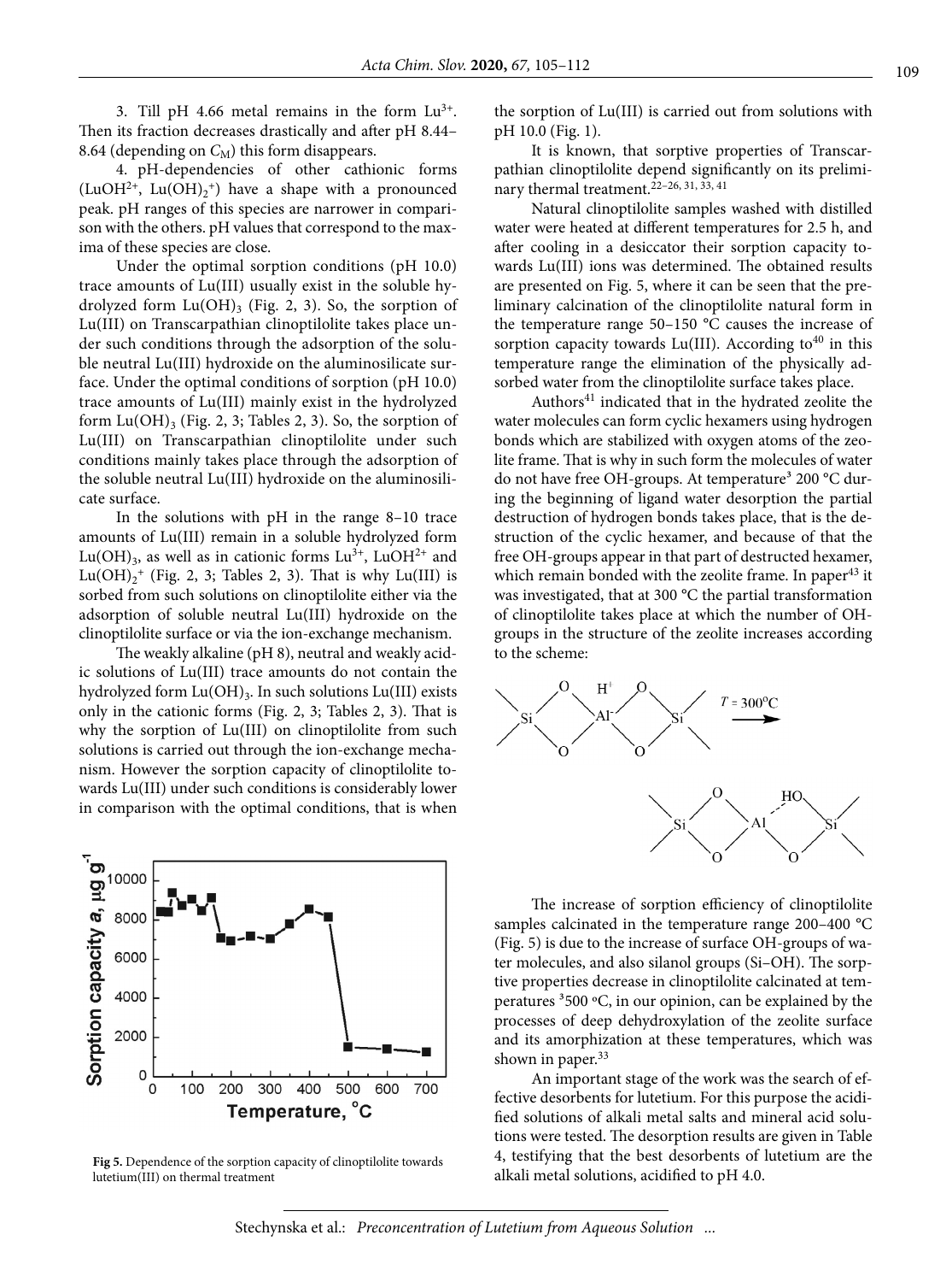3. Till pH 4.66 metal remains in the form $Lu^{3+}$. Then its fraction decreases drastically and after pH 8.44–8.64 (depending on $C_M$) this form disappears.

4. pH-dependencies of other cathionic forms ($LuOH^{2+}$, $Lu(OH)_2^+$) have a shape with a pronounced peak. pH ranges of this species are narrower in comparison with the others. pH values that correspond to the maxima of these species are close.

Under the optimal sorption conditions (pH 10.0) trace amounts of Lu(III) usually exist in the soluble hydrolyzed form $Lu(OH)_3$ (Fig. 2, 3). So, the sorption of Lu(III) on Transcarpathian clinoptilolite takes place under such conditions through the adsorption of the soluble neutral Lu(III) hydroxide on the aluminosilicate surface. Under the optimal conditions of sorption (pH 10.0) trace amounts of Lu(III) mainly exist in the hydrolyzed form $Lu(OH)_3$ (Fig. 2, 3; Tables 2, 3). So, the sorption of Lu(III) on Transcarpathian clinoptilolite under such conditions mainly takes place through the adsorption of the soluble neutral Lu(III) hydroxide on the aluminosilicate surface.

In the solutions with pH in the range 8–10 trace amounts of Lu(III) remain in a soluble hydrolyzed form $Lu(OH)_3$, as well as in cationic forms $Lu^{3+}$, $LuOH^{2+}$ and $Lu(OH)_2^+$ (Fig. 2, 3; Tables 2, 3). That is why Lu(III) is sorbed from such solutions on clinoptilolite either via the adsorption of soluble neutral Lu(III) hydroxide on the clinoptilolite surface or via the ion-exchange mechanism.

The weakly alkaline (pH 8), neutral and weakly acidic solutions of Lu(III) trace amounts do not contain the hydrolyzed form $Lu(OH)_3$. In such solutions Lu(III) exists only in the cationic forms (Fig. 2, 3; Tables 2, 3). That is why the sorption of Lu(III) on clinoptilolite from such solutions is carried out through the ion-exchange mechanism. However the sorption capacity of clinoptilolite towards Lu(III) under such conditions is considerably lower in comparison with the optimal conditions, that is when the sorption of Lu(III) is carried out from solutions with pH 10.0 (Fig. 1).

**Fig 5.** Dependence of the sorption capacity of clinoptilolite towards lutetium(III) on thermal treatment

It is known, that sorptive properties of Transcarpathian clinoptilolite depend significantly on its preliminary thermal treatment.[22–26, 31, 33, 41]

Natural clinoptilolite samples washed with distilled water were heated at different temperatures for 2.5 h, and after cooling in a desiccator their sorption capacity towards Lu(III) ions was determined. The obtained results are presented on Fig. 5, where it can be seen that the preliminary calcination of the clinoptilolite natural form in the temperature range 50–150 °C causes the increase of sorption capacity towards Lu(III). According to[40] in this temperature range the elimination of the physically adsorbed water from the clinoptilolite surface takes place.

Authors[41] indicated that in the hydrated zeolite the water molecules can form cyclic hexamers using hydrogen bonds which are stabilized with oxygen atoms of the zeolite frame. That is why in such form the molecules of water do not have free OH-groups. At temperature ≥ 200 °C during the beginning of ligand water desorption the partial destruction of hydrogen bonds takes place, that is the destruction of the cyclic hexamer, and because of that the free OH-groups appear in that part of destructed hexamer, which remain bonded with the zeolite frame. In paper[43] it was investigated, that at 300 °C the partial transformation of clinoptilolite takes place at which the number of OH-groups in the structure of the zeolite increases according to the scheme:

The increase of sorption efficiency of clinoptilolite samples calcinated in the temperature range 200–400 °C (Fig. 5) is due to the increase of surface OH-groups of water molecules, and also silanol groups (Si–OH). The sorptive properties decrease in clinoptilolite calcinated at temperatures ≥500 °C, in our opinion, can be explained by the processes of deep dehydroxylation of the zeolite surface and its amorphization at these temperatures, which was shown in paper.[33]

An important stage of the work was the search of effective desorbents for lutetium. For this purpose the acidified solutions of alkali metal salts and mineral acid solutions were tested. The desorption results are given in Table 4, testifying that the best desorbents of lutetium are the alkali metal solutions, acidified to pH 4.0.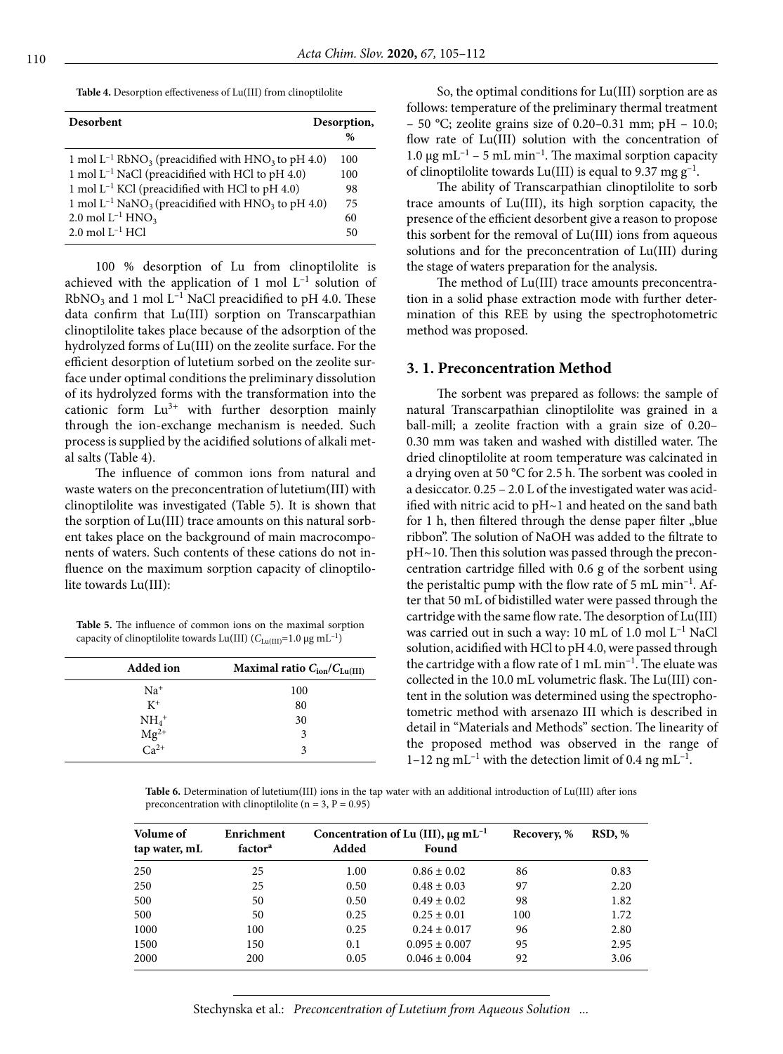**Table 4.** Desorption effectiveness of Lu(III) from clinoptilolite

| Desorbent | Desorption, % |
|---|---|
| 1 mol $L^{-1}$ $RbNO_3$ (preacidified with $HNO_3$ to pH 4.0) | 100 |
| 1 mol $L^{-1}$ NaCl (preacidified with HCl to pH 4.0) | 100 |
| 1 mol $L^{-1}$ KCl (preacidified with HCl to pH 4.0) | 98 |
| 1 mol $L^{-1}$ $NaNO_3$ (preacidified with $HNO_3$ to pH 4.0) | 75 |
| 2.0 mol $L^{-1}$ $HNO_3$ | 60 |
| 2.0 mol $L^{-1}$ HCl | 50 |

100 % desorption of Lu from clinoptilolite is achieved with the application of 1 mol $L^{-1}$ solution of $RbNO_3$ and 1 mol $L^{-1}$ NaCl preacidified to pH 4.0. These data confirm that Lu(III) sorption on Transcarpathian clinoptilolite takes place because of the adsorption of the hydrolyzed forms of Lu(III) on the zeolite surface. For the efficient desorption of lutetium sorbed on the zeolite surface under optimal conditions the preliminary dissolution of its hydrolyzed forms with the transformation into the cationic form $Lu^{3+}$ with further desorption mainly through the ion-exchange mechanism is needed. Such process is supplied by the acidified solutions of alkali metal salts (Table 4).

The influence of common ions from natural and waste waters on the preconcentration of lutetium(III) with clinoptilolite was investigated (Table 5). It is shown that the sorption of Lu(III) trace amounts on this natural sorbent takes place on the background of main macrocomponents of waters. Such contents of these cations do not influence on the maximum sorption capacity of clinoptilolite towards Lu(III):

**Table 5.** The influence of common ions on the maximal sorption capacity of clinoptilolite towards Lu(III) ($C_{Lu(III)}$=1.0 μg $mL^{-1}$)

| Added ion | Maximal ratio $C_{ion}/C_{Lu(III)}$ |
|---|---|
| $Na^+$ | 100 |
| $K^+$ | 80 |
| $NH_4^+$ | 30 |
| $Mg^{2+}$ | 3 |
| $Ca^{2+}$ | 3 |

So, the optimal conditions for Lu(III) sorption are as follows: temperature of the preliminary thermal treatment – 50 °C; zeolite grains size of 0.20–0.31 mm; pH – 10.0; flow rate of Lu(III) solution with the concentration of 1.0 μg $mL^{-1}$ – 5 mL $min^{-1}$. The maximal sorption capacity of clinoptilolite towards Lu(III) is equal to 9.37 mg $g^{-1}$.

The ability of Transcarpathian clinoptilolite to sorb trace amounts of Lu(III), its high sorption capacity, the presence of the efficient desorbent give a reason to propose this sorbent for the removal of Lu(III) ions from aqueous solutions and for the preconcentration of Lu(III) during the stage of waters preparation for the analysis.

The method of Lu(III) trace amounts preconcentration in a solid phase extraction mode with further determination of this REE by using the spectrophotometric method was proposed.

## 3. 1. Preconcentration Method

The sorbent was prepared as follows: the sample of natural Transcarpathian clinoptilolite was grained in a ball-mill; a zeolite fraction with a grain size of 0.20–0.30 mm was taken and washed with distilled water. The dried clinoptilolite at room temperature was calcinated in a drying oven at 50 °C for 2.5 h. The sorbent was cooled in a desiccator. 0.25 – 2.0 L of the investigated water was acidified with nitric acid to pH~1 and heated on the sand bath for 1 h, then filtered through the dense paper filter „blue ribbon". The solution of NaOH was added to the filtrate to pH~10. Then this solution was passed through the preconcentration cartridge filled with 0.6 g of the sorbent using the peristaltic pump with the flow rate of 5 mL $min^{-1}$. After that 50 mL of bidistilled water were passed through the cartridge with the same flow rate. The desorption of Lu(III) was carried out in such a way: 10 mL of 1.0 mol $L^{-1}$ NaCl solution, acidified with HCl to pH 4.0, were passed through the cartridge with a flow rate of 1 mL $min^{-1}$. The eluate was collected in the 10.0 mL volumetric flask. The Lu(III) content in the solution was determined using the spectrophotometric method with arsenazo III which is described in detail in "Materials and Methods" section. The linearity of the proposed method was observed in the range of 1–12 ng $mL^{-1}$ with the detection limit of 0.4 ng $mL^{-1}$.

**Table 6.** Determination of lutetium(III) ions in the tap water with an additional introduction of Lu(III) after ions preconcentration with clinoptilolite (n = 3, P = 0.95)

| Volume of tap water, mL | Enrichment factor[a] | Concentration of Lu (III), μg $mL^{-1}$ Added | Found | Recovery, % | RSD, % |
|---|---|---|---|---|---|
| 250 | 25 | 1.00 | 0.86 ± 0.02 | 86 | 0.83 |
| 250 | 25 | 0.50 | 0.48 ± 0.03 | 97 | 2.20 |
| 500 | 50 | 0.50 | 0.49 ± 0.02 | 98 | 1.82 |
| 500 | 50 | 0.25 | 0.25 ± 0.01 | 100 | 1.72 |
| 1000 | 100 | 0.25 | 0.24 ± 0.017 | 96 | 2.80 |
| 1500 | 150 | 0.1 | 0.095 ± 0.007 | 95 | 2.95 |
| 2000 | 200 | 0.05 | 0.046 ± 0.004 | 92 | 3.06 |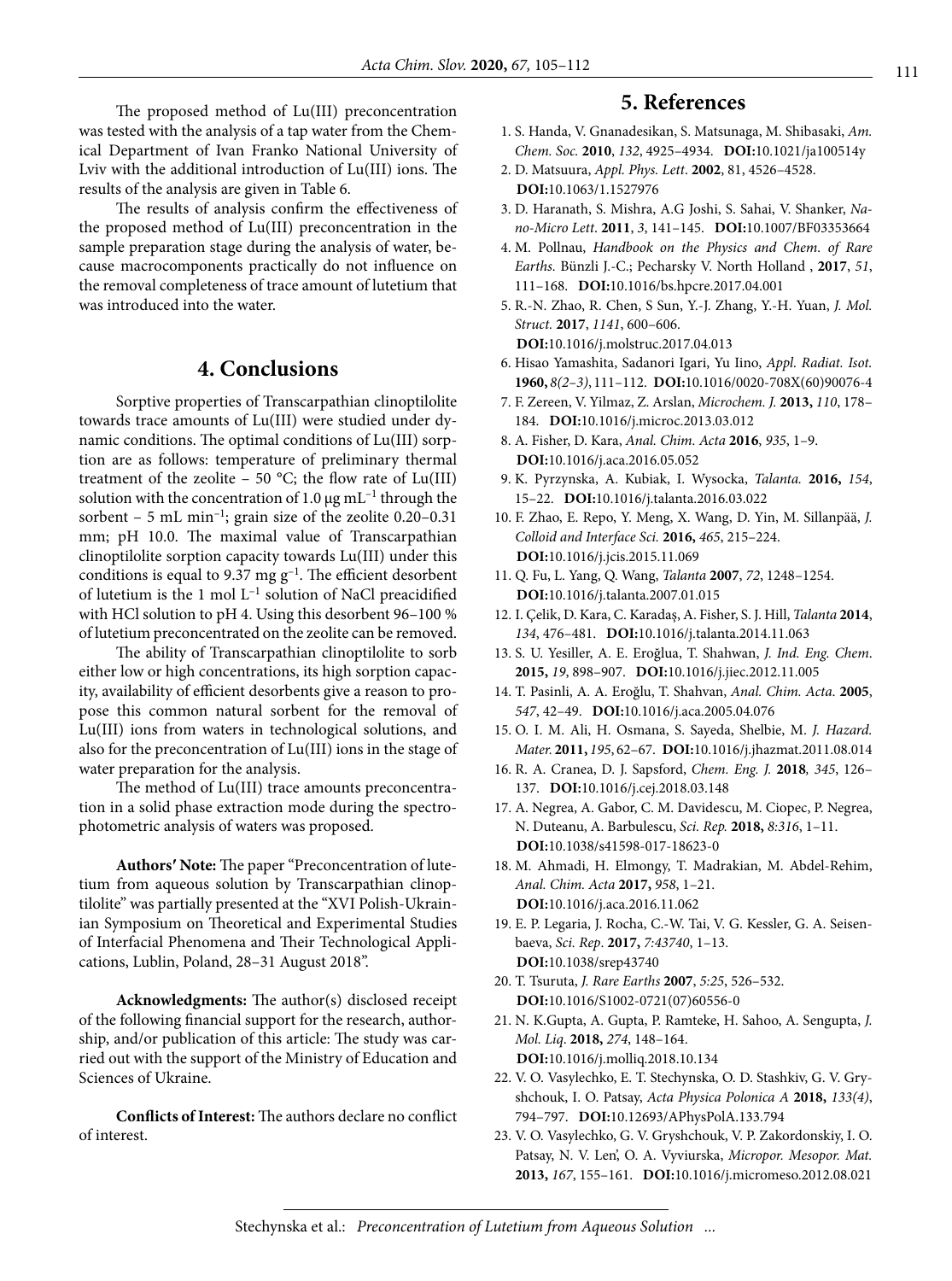The proposed method of Lu(III) preconcentration was tested with the analysis of a tap water from the Chemical Department of Ivan Franko National University of Lviv with the additional introduction of Lu(III) ions. The results of the analysis are given in Table 6.

The results of analysis confirm the effectiveness of the proposed method of Lu(III) preconcentration in the sample preparation stage during the analysis of water, because macrocomponents practically do not influence on the removal completeness of trace amount of lutetium that was introduced into the water.

## 4. Conclusions

Sorptive properties of Transcarpathian clinoptilolite towards trace amounts of Lu(III) were studied under dynamic conditions. The optimal conditions of Lu(III) sorption are as follows: temperature of preliminary thermal treatment of the zeolite – 50 °C; the flow rate of Lu(III) solution with the concentration of 1.0 μg $mL^{-1}$ through the sorbent – 5 mL $min^{-1}$; grain size of the zeolite 0.20–0.31 mm; pH 10.0. The maximal value of Transcarpathian clinoptilolite sorption capacity towards Lu(III) under this conditions is equal to 9.37 mg $g^{-1}$. The efficient desorbent of lutetium is the 1 mol $L^{-1}$ solution of NaCl preacidified with HCl solution to pH 4. Using this desorbent 96–100 % of lutetium preconcentrated on the zeolite can be removed.

The ability of Transcarpathian clinoptilolite to sorb either low or high concentrations, its high sorption capacity, availability of efficient desorbents give a reason to propose this common natural sorbent for the removal of Lu(III) ions from waters in technological solutions, and also for the preconcentration of Lu(III) ions in the stage of water preparation for the analysis.

The method of Lu(III) trace amounts preconcentration in a solid phase extraction mode during the spectrophotometric analysis of waters was proposed.

**Authors′ Note:** The paper "Preconcentration of lutetium from aqueous solution by Transcarpathian clinoptilolite" was partially presented at the "XVI Polish-Ukrainian Symposium on Theoretical and Experimental Studies of Interfacial Phenomena and Their Technological Applications, Lublin, Poland, 28–31 August 2018".

**Acknowledgments:** The author(s) disclosed receipt of the following financial support for the research, authorship, and/or publication of this article: The study was carried out with the support of the Ministry of Education and Sciences of Ukraine.

**Conflicts of Interest:** The authors declare no conflict of interest.

## 5. References

1. S. Handa, V. Gnanadesikan, S. Matsunaga, M. Shibasaki, *Am. Chem. Soc.* **2010**, *132*, 4925–4934. **DOI:**10.1021/ja100514y
2. D. Matsuura, *Appl. Phys. Lett*. **2002**, 81, 4526–4528. **DOI:**10.1063/1.1527976
3. D. Haranath, S. Mishra, A.G Joshi, S. Sahai, V. Shanker, *Nano-Micro Lett*. **2011**, *3*, 141–145. **DOI:**10.1007/BF03353664
4. M. Pollnau, *Handbook on the Physics and Chem. of Rare Earths.* Bünzli J.-C.; Pecharsky V. North Holland , **2017**, *51*, 111–168. **DOI:**10.1016/bs.hpcre.2017.04.001
5. R.-N. Zhao, R. Chen, S Sun, Y.-J. Zhang, Y.-H. Yuan, *J. Mol. Struct.* **2017**, *1141*, 600–606. **DOI:**10.1016/j.molstruc.2017.04.013
6. Hisao Yamashita, Sadanori Igari, Yu Iino, *Appl. Radiat. Isot.* **1960,** *8(2–3)*, 111–112. **DOI:**10.1016/0020-708X(60)90076-4
7. F. Zereen, V. Yilmaz, Z. Arslan, *Microchem. J.* **2013,** *110*, 178–184. **DOI:**10.1016/j.microc.2013.03.012
8. A. Fisher, D. Kara, *Anal. Chim. Acta* **2016**, *935*, 1–9. **DOI:**10.1016/j.aca.2016.05.052
9. K. Pyrzynska, A. Kubiak, I. Wysocka, *Talanta.* **2016,** *154*, 15–22. **DOI:**10.1016/j.talanta.2016.03.022
10. F. Zhao, E. Repo, Y. Meng, X. Wang, D. Yin, M. Sillanpää, *J. Colloid and Interface Sci.* **2016,** *465*, 215–224. **DOI:**10.1016/j.jcis.2015.11.069
11. Q. Fu, L. Yang, Q. Wang, *Talanta* **2007**, *72*, 1248–1254. **DOI:**10.1016/j.talanta.2007.01.015
12. I. Çelik, D. Kara, C. Karadaş, A. Fisher, S. J. Hill, *Talanta* **2014**, *134*, 476–481. **DOI:**10.1016/j.talanta.2014.11.063
13. S. U. Yesiller, A. E. Eroğlua, T. Shahwan, *J. Ind. Eng. Chem*. **2015,** *19*, 898–907. **DOI:**10.1016/j.jiec.2012.11.005
14. T. Pasinli, A. A. Eroğlu, T. Shahvan, *Anal. Chim. Acta*. **2005**, *547*, 42–49. **DOI:**10.1016/j.aca.2005.04.076
15. O. I. M. Ali, H. Osmana, S. Sayeda, Shelbie, M. *J. Hazard. Mater.* **2011,** *195*, 62–67. **DOI:**10.1016/j.jhazmat.2011.08.014
16. R. A. Cranea, D. J. Sapsford, *Chem. Eng. J.* **2018**, *345*, 126–137. **DOI:**10.1016/j.cej.2018.03.148
17. A. Negrea, A. Gabor, C. M. Davidescu, M. Ciopec, P. Negrea, N. Duteanu, A. Barbulescu, *Sci. Rep.* **2018,** *8:316*, 1–11. **DOI:**10.1038/s41598-017-18623-0
18. M. Ahmadi, H. Elmongy, T. Madrakian, M. Abdel-Rehim, *Anal. Chim. Acta* **2017,** *958*, 1–21. **DOI:**10.1016/j.aca.2016.11.062
19. E. P. Legaria, J. Rocha, C.-W. Tai, V. G. Kessler, G. A. Seisenbaeva, *Sci. Rep*. **2017,** *7:43740*, 1–13. **DOI:**10.1038/srep43740
20. T. Tsuruta, *J. Rare Earths* **2007**, *5:25*, 526–532. **DOI:**10.1016/S1002-0721(07)60556-0
21. N. K.Gupta, A. Gupta, P. Ramteke, H. Sahoo, A. Sengupta, *J. Mol. Liq*. **2018,** *274*, 148–164. **DOI:**10.1016/j.molliq.2018.10.134
22. V. O. Vasylechko, E. T. Stechynska, O. D. Stashkiv, G. V. Gryshchouk, I. O. Patsay, *Acta Physica Polonica A* **2018,** *133(4)*, 794–797. **DOI:**10.12693/APhysPolA.133.794
23. V. O. Vasylechko, G. V. Gryshchouk, V. P. Zakordonskiy, I. O. Patsay, N. V. Len', O. A. Vyviurska, *Micropor. Mesopor. Mat.* **2013,** *167*, 155–161. **DOI:**10.1016/j.micromeso.2012.08.021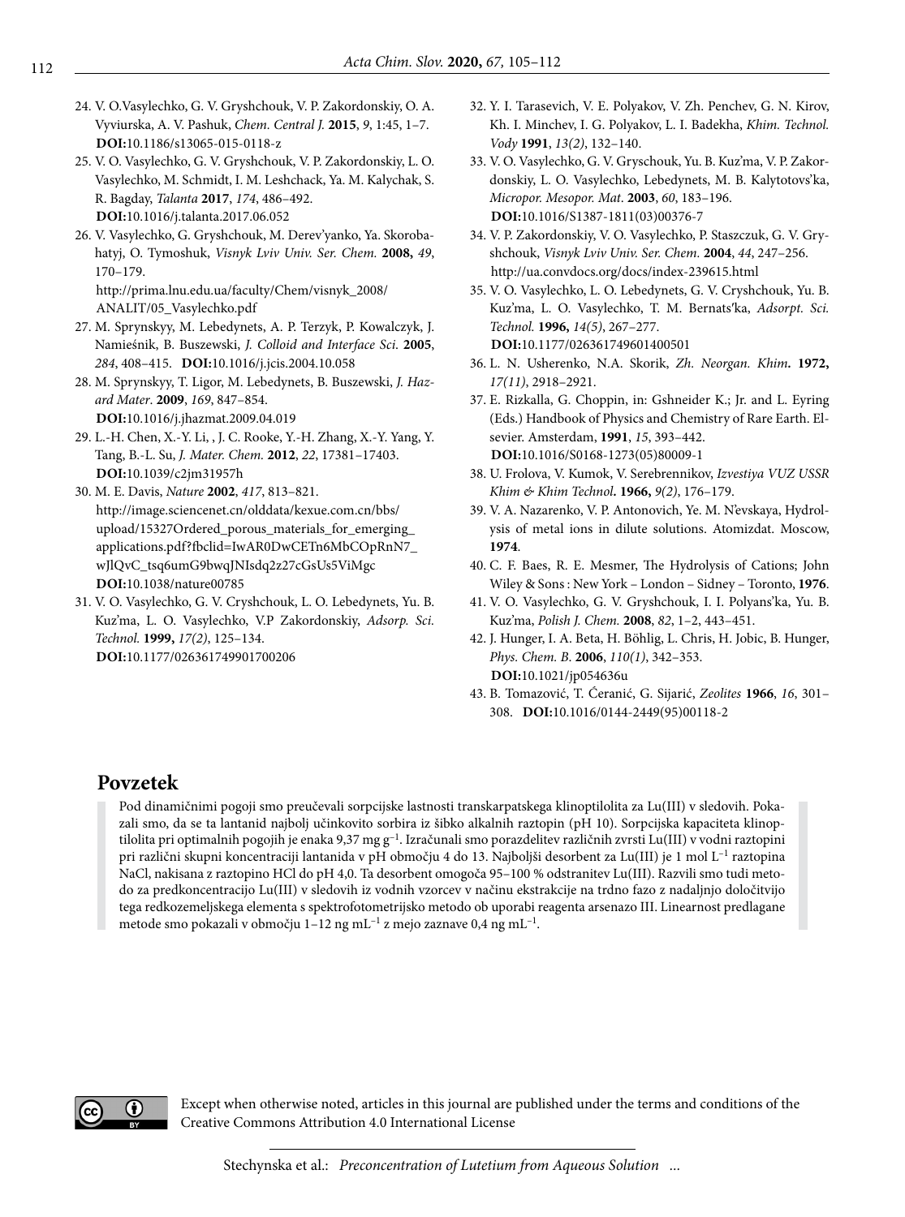24. V. O.Vasylechko, G. V. Gryshchouk, V. P. Zakordonskiy, O. A. Vyviurska, A. V. Pashuk, *Chem. Central J.* **2015**, *9*, 1:45, 1–7. **DOI:**10.1186/s13065-015-0118-z
25. V. O. Vasylechko, G. V. Gryshchouk, V. P. Zakordonskiy, L. O. Vasylechko, M. Schmidt, I. M. Leshchack, Ya. M. Kalychak, S. R. Bagday, *Talanta* **2017**, *174*, 486–492. **DOI:**10.1016/j.talanta.2017.06.052
26. V. Vasylechko, G. Gryshchouk, M. Derev'yanko, Ya. Skorobahatyj, O. Tymoshuk, *Visnyk Lviv Univ. Ser. Chem.* **2008,** *49*, 170–179. http://prima.lnu.edu.ua/faculty/Chem/visnyk_2008/ANALIT/05_Vasylechko.pdf
27. M. Sprynskyy, M. Lebedynets, A. P. Terzyk, P. Kowalczyk, J. Namieśnik, B. Buszewski, *J. Colloid and Interface Sci.* **2005**, *284*, 408–415. **DOI:**10.1016/j.jcis.2004.10.058
28. M. Sprynskyy, T. Ligor, M. Lebedynets, B. Buszewski, *J. Hazard Mater*. **2009**, *169*, 847–854. **DOI:**10.1016/j.jhazmat.2009.04.019
29. L.-H. Chen, X.-Y. Li, , J. C. Rooke, Y.-H. Zhang, X.-Y. Yang, Y. Tang, B.-L. Su, *J. Mater. Chem.* **2012**, *22*, 17381–17403. **DOI:**10.1039/c2jm31957h
30. M. E. Davis, *Nature* **2002**, *417*, 813–821. http://image.sciencenet.cn/olddata/kexue.com.cn/bbs/upload/15327Ordered_porous_materials_for_emerging_applications.pdf?fbclid=IwAR0DwCETn6MbCOpRnN7_wJlQvC_tsq6umG9bwqJNIsdq2z27cGsUs5ViMgc **DOI:**10.1038/nature00785
31. V. O. Vasylechko, G. V. Cryshchouk, L. O. Lebedynets, Yu. B. Kuz'ma, L. O. Vasylechko, V.P Zakordonskiy, *Adsorp. Sci. Technol.* **1999,** *17(2)*, 125–134. **DOI:**10.1177/026361749901700206
32. Y. I. Tarasevich, V. E. Polyakov, V. Zh. Penchev, G. N. Kirov, Kh. I. Minchev, I. G. Polyakov, L. I. Badekha, *Khim. Technol. Vody* **1991**, *13(2)*, 132–140.
33. V. O. Vasylechko, G. V. Gryschouk, Yu. B. Kuz'ma, V. P. Zakordonskiy, L. O. Vasylechko, Lebedynets, M. B. Kalytotovs'ka, *Micropor. Mesopor. Mat*. **2003**, *60*, 183–196. **DOI:**10.1016/S1387-1811(03)00376-7
34. V. P. Zakordonskiy, V. O. Vasylechko, P. Staszczuk, G. V. Gryshchouk, *Visnyk Lviv Univ. Ser. Chem.* **2004**, *44*, 247–256. http://ua.convdocs.org/docs/index-239615.html
35. V. O. Vasylechko, L. O. Lebedynets, G. V. Cryshchouk, Yu. B. Kuz'ma, L. O. Vasylechko, T. M. Bernats'ka, *Adsorpt. Sci. Technol.* **1996,** *14(5)*, 267–277. **DOI:**10.1177/026361749601400501
36. L. N. Usherenko, N.A. Skorik, *Zh. Neorgan. Khim***. 1972,** *17(11)*, 2918–2921.
37. E. Rizkalla, G. Choppin, in: Gshneider K.; Jr. and L. Eyring (Eds.) Handbook of Physics and Chemistry of Rare Earth. Elsevier. Amsterdam, **1991**, *15*, 393–442. **DOI:**10.1016/S0168-1273(05)80009-1
38. U. Frolova, V. Kumok, V. Serebrennikov, *Izvestiya VUZ USSR Khim & Khim Technol***. 1966,** *9(2)*, 176–179.
39. V. A. Nazarenko, V. P. Antonovich, Ye. M. N'evskaya, Hydrolysis of metal ions in dilute solutions. Atomizdat. Moscow, **1974**.
40. C. F. Baes, R. E. Mesmer, The Hydrolysis of Cations; John Wiley & Sons : New York – London – Sidney – Toronto, **1976**.
41. V. O. Vasylechko, G. V. Gryshchouk, I. I. Polyans'ka, Yu. B. Kuz'ma, *Polish J. Chem.* **2008**, *82*, 1–2, 443–451.
42. J. Hunger, I. A. Beta, H. Böhlig, L. Chris, H. Jobic, B. Hunger, *Phys. Chem. B*. **2006**, *110(1)*, 342–353. **DOI:**10.1021/jp054636u
43. B. Tomazović, T. Ćeranić, G. Sijarić, *Zeolites* **1966**, *16*, 301–308. **DOI:**10.1016/0144-2449(95)00118-2

## Povzetek

Pod dinamičnimi pogoji smo preučevali sorpcijske lastnosti transkarpatskega klinoptilolita za Lu(III) v sledovih. Pokazali smo, da se ta lantanid najbolj učinkovito sorbira iz šibko alkalnih raztopin (pH 10). Sorpcijska kapaciteta klinoptilolita pri optimalnih pogojih je enaka 9,37 mg g$^{-1}$. Izračunali smo porazdelitev različnih zvrsti Lu(III) v vodni raztopini pri različni skupni koncentraciji lantanida v pH območju 4 do 13. Najboljši desorbent za Lu(III) je 1 mol L$^{-1}$ raztopina NaCl, nakisana z raztopino HCl do pH 4,0. Ta desorbent omogoča 95–100 % odstranitev Lu(III). Razvili smo tudi metodo za predkoncentracijo Lu(III) v sledovih iz vodnih vzorcev v načinu ekstrakcije na trdno fazo z nadaljnjo določitvijo tega redkozemeljskega elementa s spektrofotometrijsko metodo ob uporabi reagenta arsenazo III. Linearnost predlagane metode smo pokazali v območju 1–12 ng mL$^{-1}$ z mejo zaznave 0,4 ng mL$^{-1}$.

Except when otherwise noted, articles in this journal are published under the terms and conditions of the Creative Commons Attribution 4.0 International License